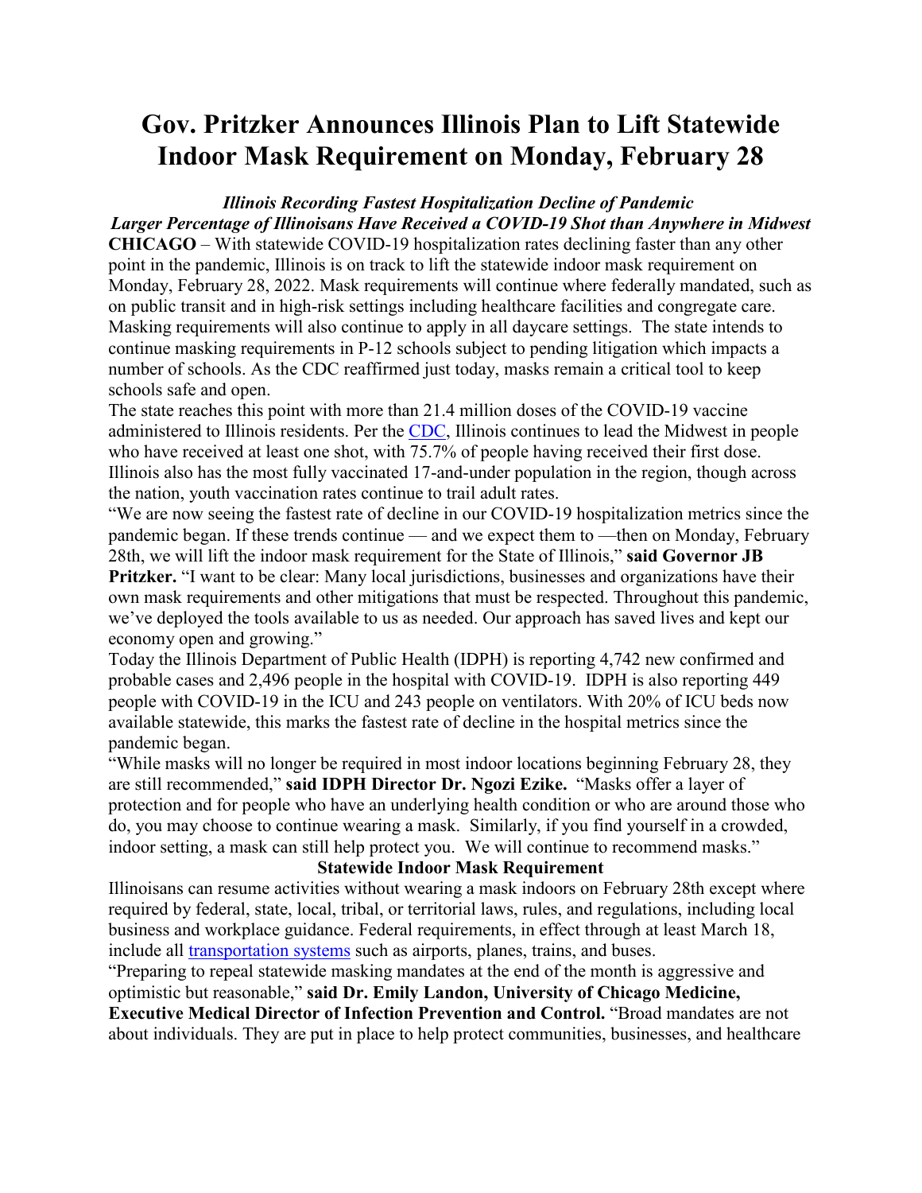# Gov. Pritzker Announces Illinois Plan to Lift Statewide Indoor Mask Requirement on Monday, February 28

***Illinois Recording Fastest Hospitalization Decline of Pandemic***

***Larger Percentage of Illinoisans Have Received a COVID-19 Shot than Anywhere in Midwest***

**CHICAGO** – With statewide COVID-19 hospitalization rates declining faster than any other point in the pandemic, Illinois is on track to lift the statewide indoor mask requirement on Monday, February 28, 2022. Mask requirements will continue where federally mandated, such as on public transit and in high-risk settings including healthcare facilities and congregate care. Masking requirements will also continue to apply in all daycare settings. The state intends to continue masking requirements in P-12 schools subject to pending litigation which impacts a number of schools. As the CDC reaffirmed just today, masks remain a critical tool to keep schools safe and open.

The state reaches this point with more than 21.4 million doses of the COVID-19 vaccine administered to Illinois residents. Per the [CDC](), Illinois continues to lead the Midwest in people who have received at least one shot, with 75.7% of people having received their first dose. Illinois also has the most fully vaccinated 17-and-under population in the region, though across the nation, youth vaccination rates continue to trail adult rates.

"We are now seeing the fastest rate of decline in our COVID-19 hospitalization metrics since the pandemic began. If these trends continue — and we expect them to —then on Monday, February 28th, we will lift the indoor mask requirement for the State of Illinois," **said Governor JB Pritzker.** "I want to be clear: Many local jurisdictions, businesses and organizations have their own mask requirements and other mitigations that must be respected. Throughout this pandemic, we've deployed the tools available to us as needed. Our approach has saved lives and kept our economy open and growing."

Today the Illinois Department of Public Health (IDPH) is reporting 4,742 new confirmed and probable cases and 2,496 people in the hospital with COVID-19. IDPH is also reporting 449 people with COVID-19 in the ICU and 243 people on ventilators. With 20% of ICU beds now available statewide, this marks the fastest rate of decline in the hospital metrics since the pandemic began.

"While masks will no longer be required in most indoor locations beginning February 28, they are still recommended," **said IDPH Director Dr. Ngozi Ezike.** "Masks offer a layer of protection and for people who have an underlying health condition or who are around those who do, you may choose to continue wearing a mask. Similarly, if you find yourself in a crowded, indoor setting, a mask can still help protect you. We will continue to recommend masks."

**Statewide Indoor Mask Requirement**

Illinoisans can resume activities without wearing a mask indoors on February 28th except where required by federal, state, local, tribal, or territorial laws, rules, and regulations, including local business and workplace guidance. Federal requirements, in effect through at least March 18, include all [transportation systems]() such as airports, planes, trains, and buses.

"Preparing to repeal statewide masking mandates at the end of the month is aggressive and optimistic but reasonable," **said Dr. Emily Landon, University of Chicago Medicine, Executive Medical Director of Infection Prevention and Control.** "Broad mandates are not about individuals. They are put in place to help protect communities, businesses, and healthcare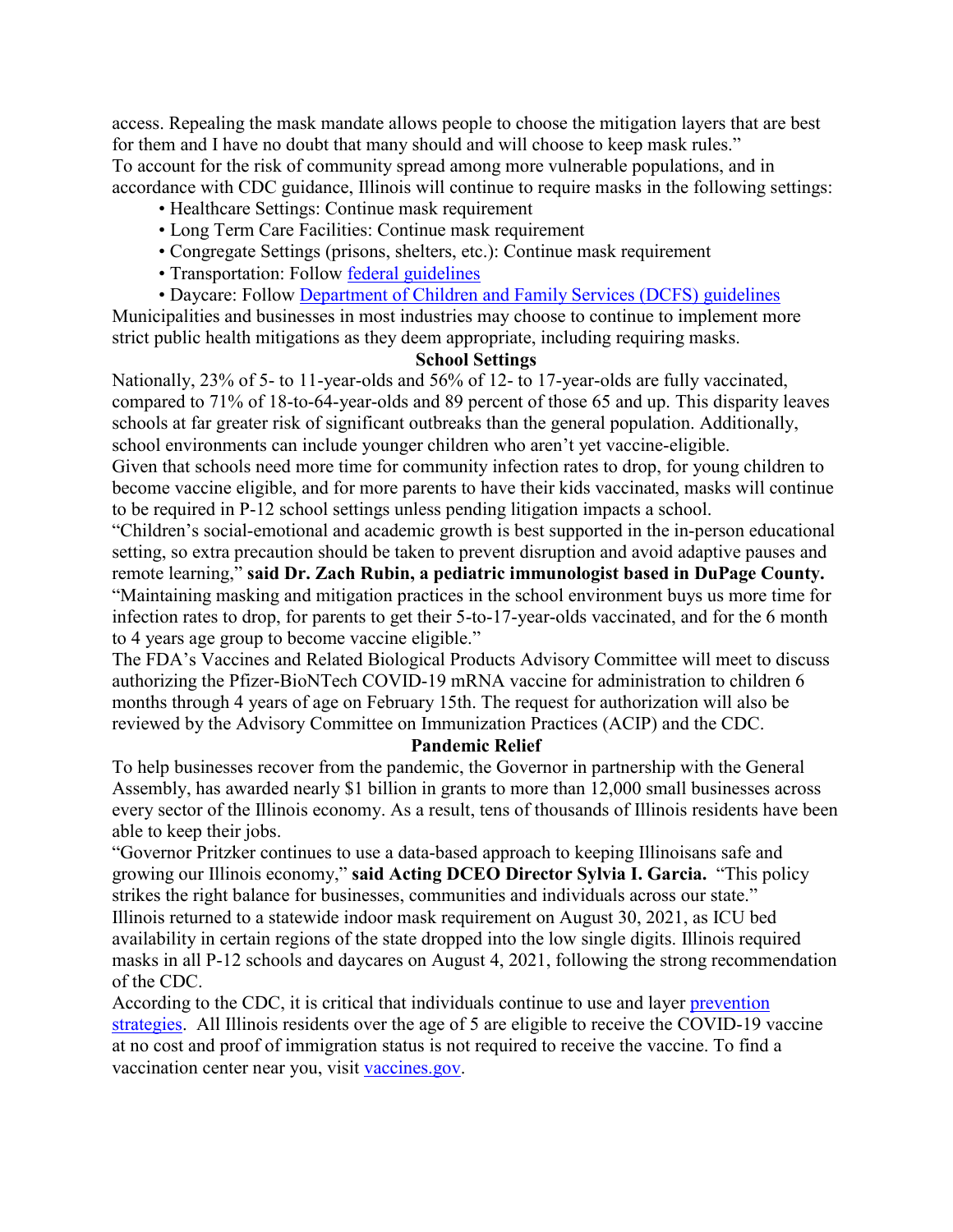access. Repealing the mask mandate allows people to choose the mitigation layers that are best for them and I have no doubt that many should and will choose to keep mask rules."

To account for the risk of community spread among more vulnerable populations, and in accordance with CDC guidance, Illinois will continue to require masks in the following settings:

- Healthcare Settings: Continue mask requirement
- Long Term Care Facilities: Continue mask requirement
- Congregate Settings (prisons, shelters, etc.): Continue mask requirement
- Transportation: Follow federal guidelines
- Daycare: Follow Department of Children and Family Services (DCFS) guidelines

Municipalities and businesses in most industries may choose to continue to implement more strict public health mitigations as they deem appropriate, including requiring masks.

**School Settings**

Nationally, 23% of 5- to 11-year-olds and 56% of 12- to 17-year-olds are fully vaccinated, compared to 71% of 18-to-64-year-olds and 89 percent of those 65 and up. This disparity leaves schools at far greater risk of significant outbreaks than the general population. Additionally, school environments can include younger children who aren't yet vaccine-eligible.

Given that schools need more time for community infection rates to drop, for young children to become vaccine eligible, and for more parents to have their kids vaccinated, masks will continue to be required in P-12 school settings unless pending litigation impacts a school.

"Children's social-emotional and academic growth is best supported in the in-person educational setting, so extra precaution should be taken to prevent disruption and avoid adaptive pauses and remote learning," **said Dr. Zach Rubin, a pediatric immunologist based in DuPage County.** "Maintaining masking and mitigation practices in the school environment buys us more time for infection rates to drop, for parents to get their 5-to-17-year-olds vaccinated, and for the 6 month to 4 years age group to become vaccine eligible."

The FDA's Vaccines and Related Biological Products Advisory Committee will meet to discuss authorizing the Pfizer-BioNTech COVID-19 mRNA vaccine for administration to children 6 months through 4 years of age on February 15th. The request for authorization will also be reviewed by the Advisory Committee on Immunization Practices (ACIP) and the CDC.

**Pandemic Relief**

To help businesses recover from the pandemic, the Governor in partnership with the General Assembly, has awarded nearly $1 billion in grants to more than 12,000 small businesses across every sector of the Illinois economy. As a result, tens of thousands of Illinois residents have been able to keep their jobs.

"Governor Pritzker continues to use a data-based approach to keeping Illinoisans safe and growing our Illinois economy," **said Acting DCEO Director Sylvia I. Garcia.** "This policy strikes the right balance for businesses, communities and individuals across our state."

Illinois returned to a statewide indoor mask requirement on August 30, 2021, as ICU bed availability in certain regions of the state dropped into the low single digits. Illinois required masks in all P-12 schools and daycares on August 4, 2021, following the strong recommendation of the CDC.

According to the CDC, it is critical that individuals continue to use and layer prevention strategies. All Illinois residents over the age of 5 are eligible to receive the COVID-19 vaccine at no cost and proof of immigration status is not required to receive the vaccine. To find a vaccination center near you, visit vaccines.gov.